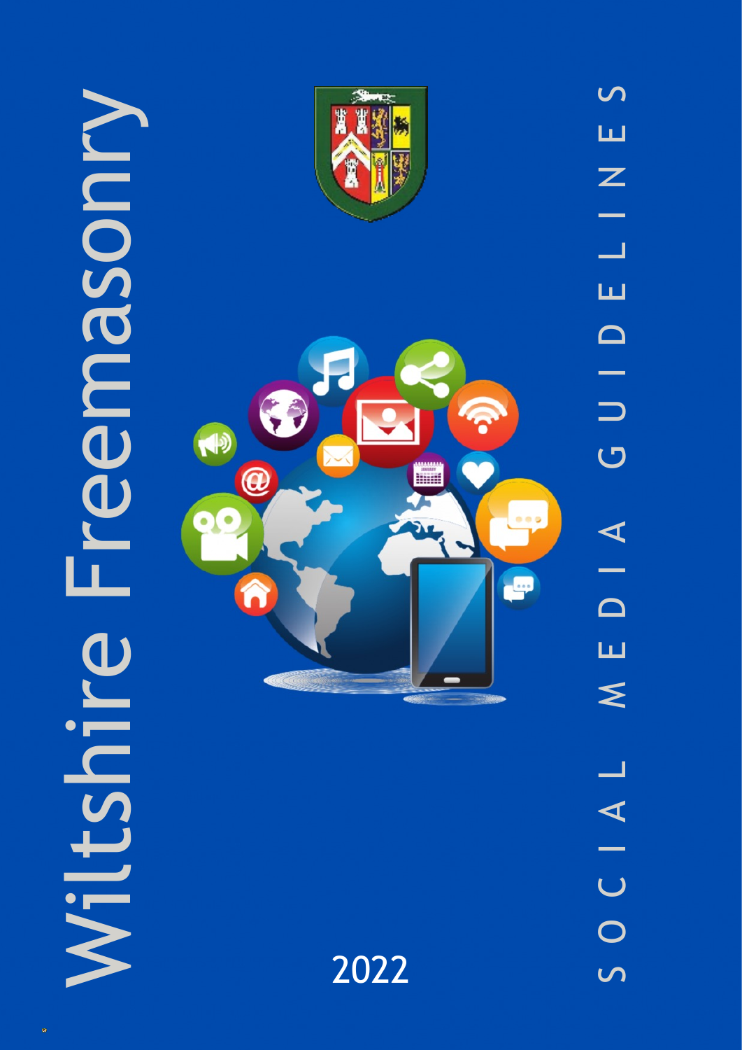# Wiltshire Freemasonry

## SOCIAL MEDIA GUIDELINES

2022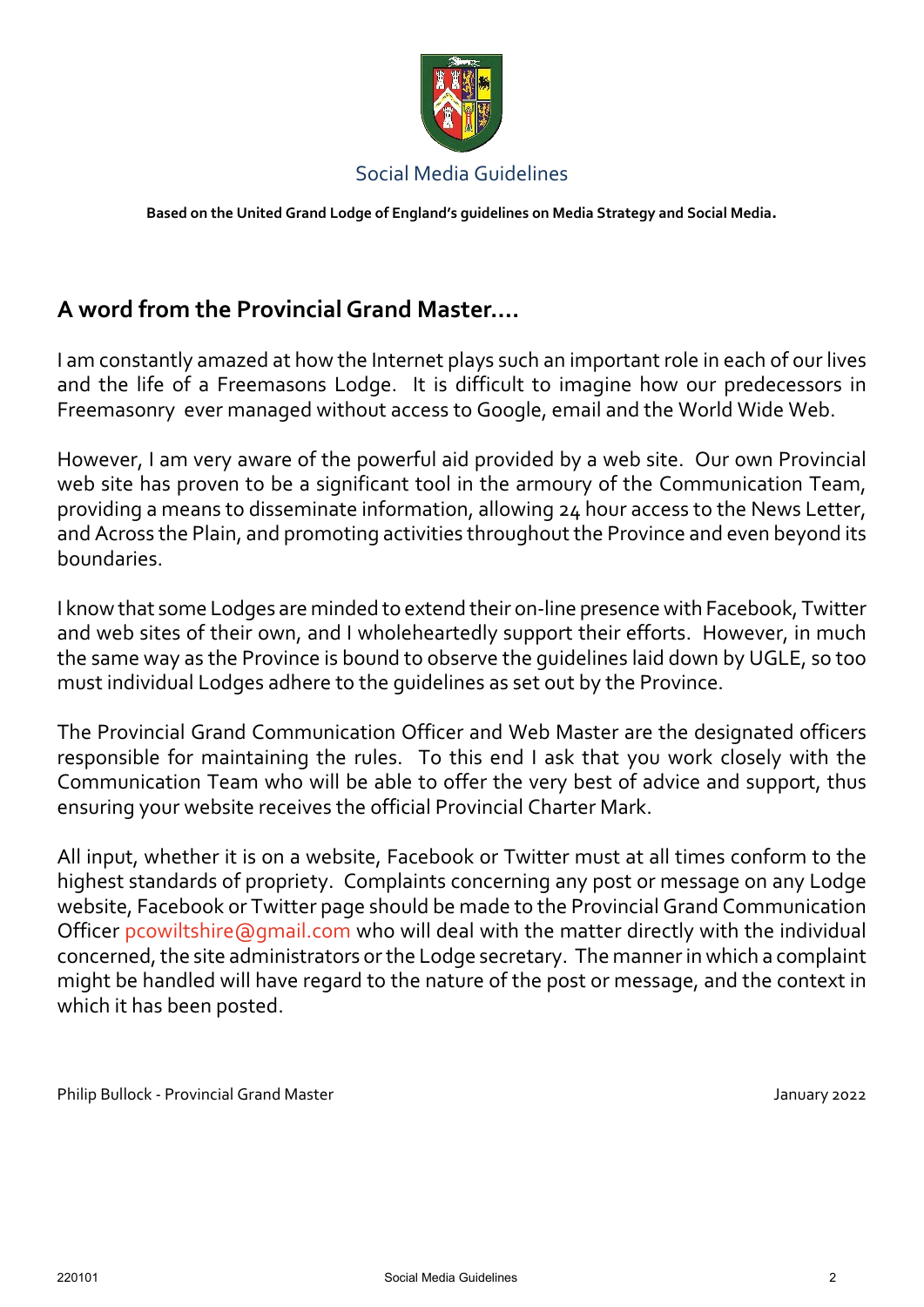Social Media Guidelines

**Based on the United Grand Lodge of England's guidelines on Media Strategy and Social Media.**

## A word from the Provincial Grand Master....

I am constantly amazed at how the Internet plays such an important role in each of our lives and the life of a Freemasons Lodge. It is difficult to imagine how our predecessors in Freemasonry ever managed without access to Google, email and the World Wide Web.

However, I am very aware of the powerful aid provided by a web site. Our own Provincial web site has proven to be a significant tool in the armoury of the Communication Team, providing a means to disseminate information, allowing 24 hour access to the News Letter, and Across the Plain, and promoting activities throughout the Province and even beyond its boundaries.

I know that some Lodges are minded to extend their on-line presence with Facebook, Twitter and web sites of their own, and I wholeheartedly support their efforts. However, in much the same way as the Province is bound to observe the guidelines laid down by UGLE, so too must individual Lodges adhere to the guidelines as set out by the Province.

The Provincial Grand Communication Officer and Web Master are the designated officers responsible for maintaining the rules. To this end I ask that you work closely with the Communication Team who will be able to offer the very best of advice and support, thus ensuring your website receives the official Provincial Charter Mark.

All input, whether it is on a website, Facebook or Twitter must at all times conform to the highest standards of propriety. Complaints concerning any post or message on any Lodge website, Facebook or Twitter page should be made to the Provincial Grand Communication Officer pcowiltshire@gmail.com who will deal with the matter directly with the individual concerned, the site administrators or the Lodge secretary. The manner in which a complaint might be handled will have regard to the nature of the post or message, and the context in which it has been posted.

Philip Bullock - Provincial Grand Master

January 2022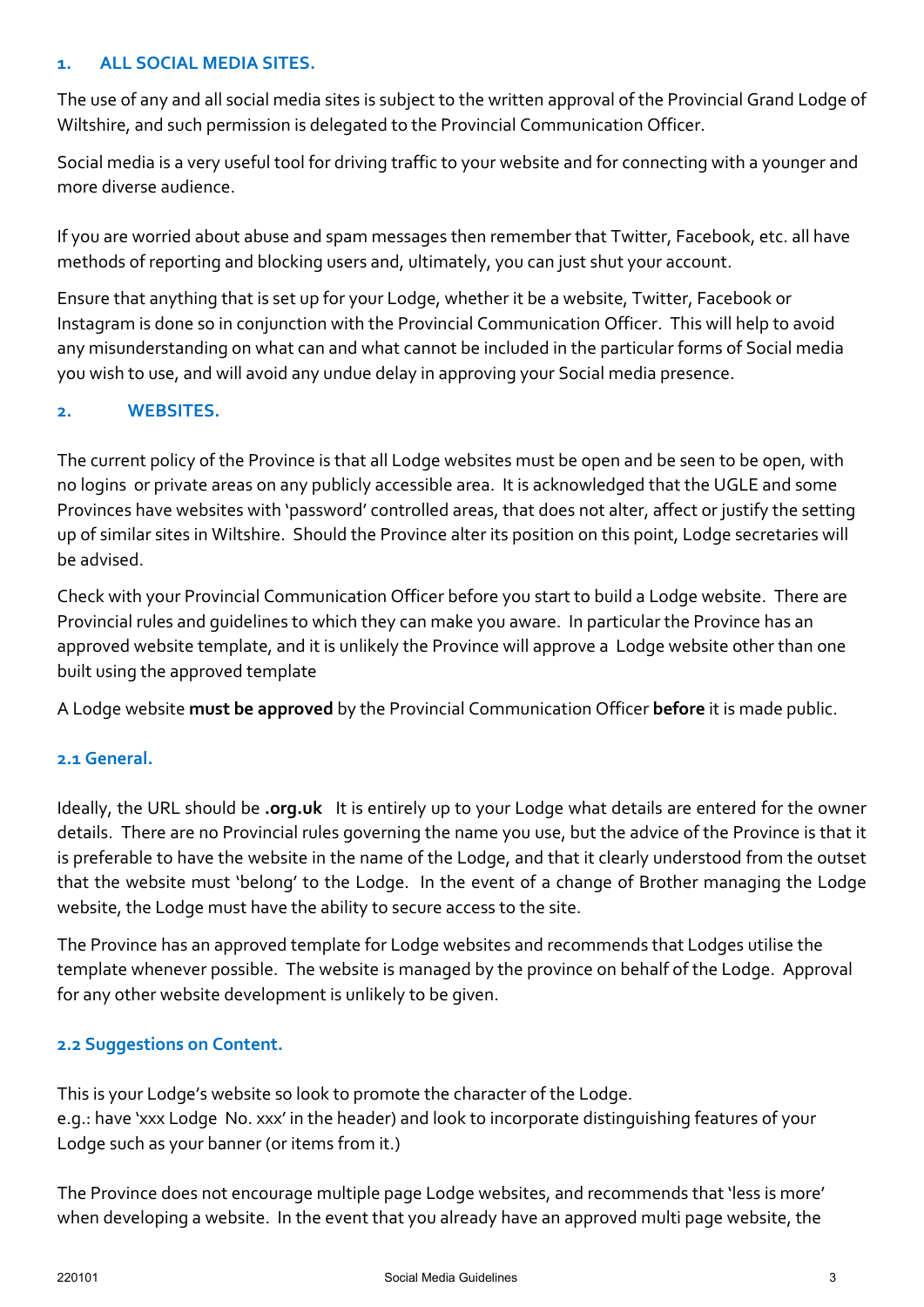## 1. ALL SOCIAL MEDIA SITES.

The use of any and all social media sites is subject to the written approval of the Provincial Grand Lodge of Wiltshire, and such permission is delegated to the Provincial Communication Officer.

Social media is a very useful tool for driving traffic to your website and for connecting with a younger and more diverse audience.

If you are worried about abuse and spam messages then remember that Twitter, Facebook, etc. all have methods of reporting and blocking users and, ultimately, you can just shut your account.

Ensure that anything that is set up for your Lodge, whether it be a website, Twitter, Facebook or Instagram is done so in conjunction with the Provincial Communication Officer. This will help to avoid any misunderstanding on what can and what cannot be included in the particular forms of Social media you wish to use, and will avoid any undue delay in approving your Social media presence.

## 2. WEBSITES.

The current policy of the Province is that all Lodge websites must be open and be seen to be open, with no logins or private areas on any publicly accessible area. It is acknowledged that the UGLE and some Provinces have websites with 'password' controlled areas, that does not alter, affect or justify the setting up of similar sites in Wiltshire. Should the Province alter its position on this point, Lodge secretaries will be advised.

Check with your Provincial Communication Officer before you start to build a Lodge website. There are Provincial rules and guidelines to which they can make you aware. In particular the Province has an approved website template, and it is unlikely the Province will approve a Lodge website other than one built using the approved template

A Lodge website **must be approved** by the Provincial Communication Officer **before** it is made public.

### 2.1 General.

Ideally, the URL should be **.org.uk** It is entirely up to your Lodge what details are entered for the owner details. There are no Provincial rules governing the name you use, but the advice of the Province is that it is preferable to have the website in the name of the Lodge, and that it clearly understood from the outset that the website must 'belong' to the Lodge. In the event of a change of Brother managing the Lodge website, the Lodge must have the ability to secure access to the site.

The Province has an approved template for Lodge websites and recommends that Lodges utilise the template whenever possible. The website is managed by the province on behalf of the Lodge. Approval for any other website development is unlikely to be given.

### 2.2 Suggestions on Content.

This is your Lodge's website so look to promote the character of the Lodge.
e.g.: have 'xxx Lodge No. xxx' in the header) and look to incorporate distinguishing features of your Lodge such as your banner (or items from it.)

The Province does not encourage multiple page Lodge websites, and recommends that 'less is more' when developing a website. In the event that you already have an approved multi page website, the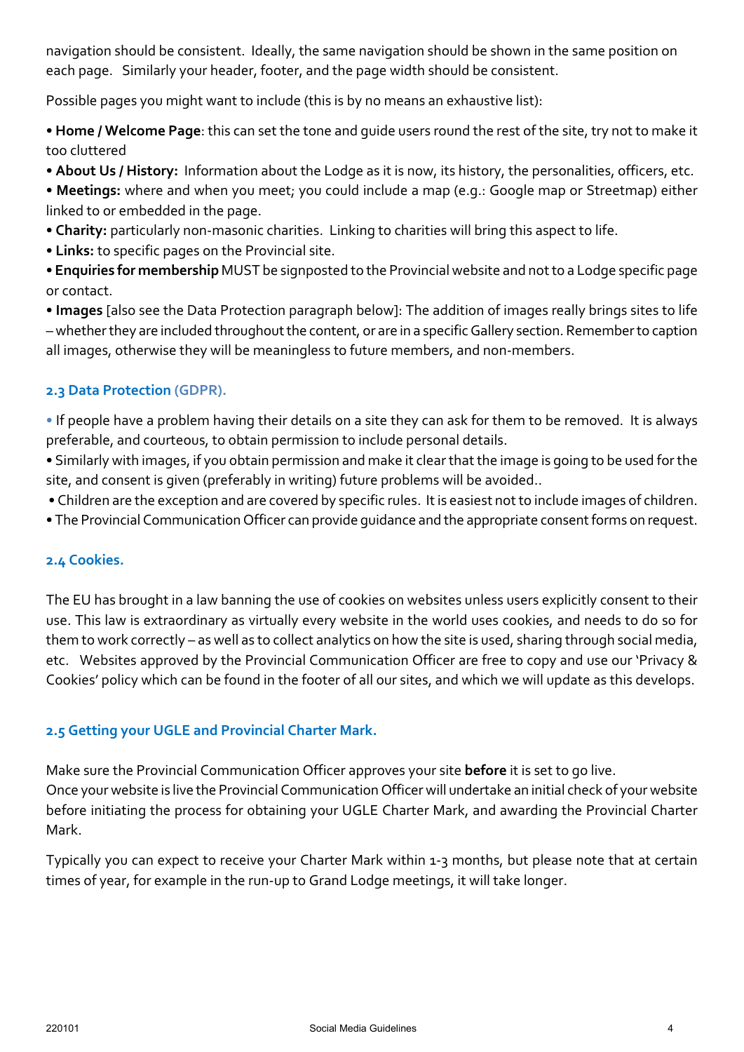navigation should be consistent. Ideally, the same navigation should be shown in the same position on each page. Similarly your header, footer, and the page width should be consistent.

Possible pages you might want to include (this is by no means an exhaustive list):

- **Home / Welcome Page**: this can set the tone and guide users round the rest of the site, try not to make it too cluttered
- **About Us / History:** Information about the Lodge as it is now, its history, the personalities, officers, etc.
- **Meetings:** where and when you meet; you could include a map (e.g.: Google map or Streetmap) either linked to or embedded in the page.
- **Charity:** particularly non-masonic charities. Linking to charities will bring this aspect to life.
- **Links:** to specific pages on the Provincial site.
- **Enquiries for membership** MUST be signposted to the Provincial website and not to a Lodge specific page or contact.
- **Images** [also see the Data Protection paragraph below]: The addition of images really brings sites to life – whether they are included throughout the content, or are in a specific Gallery section. Remember to caption all images, otherwise they will be meaningless to future members, and non-members.

### 2.3 Data Protection (GDPR).

- If people have a problem having their details on a site they can ask for them to be removed. It is always preferable, and courteous, to obtain permission to include personal details.
- Similarly with images, if you obtain permission and make it clear that the image is going to be used for the site, and consent is given (preferably in writing) future problems will be avoided..
- Children are the exception and are covered by specific rules. It is easiest not to include images of children.
- The Provincial Communication Officer can provide guidance and the appropriate consent forms on request.

### 2.4 Cookies.

The EU has brought in a law banning the use of cookies on websites unless users explicitly consent to their use. This law is extraordinary as virtually every website in the world uses cookies, and needs to do so for them to work correctly – as well as to collect analytics on how the site is used, sharing through social media, etc. Websites approved by the Provincial Communication Officer are free to copy and use our 'Privacy & Cookies' policy which can be found in the footer of all our sites, and which we will update as this develops.

### 2.5 Getting your UGLE and Provincial Charter Mark.

Make sure the Provincial Communication Officer approves your site **before** it is set to go live.
Once your website is live the Provincial Communication Officer will undertake an initial check of your website before initiating the process for obtaining your UGLE Charter Mark, and awarding the Provincial Charter Mark.

Typically you can expect to receive your Charter Mark within 1-3 months, but please note that at certain times of year, for example in the run-up to Grand Lodge meetings, it will take longer.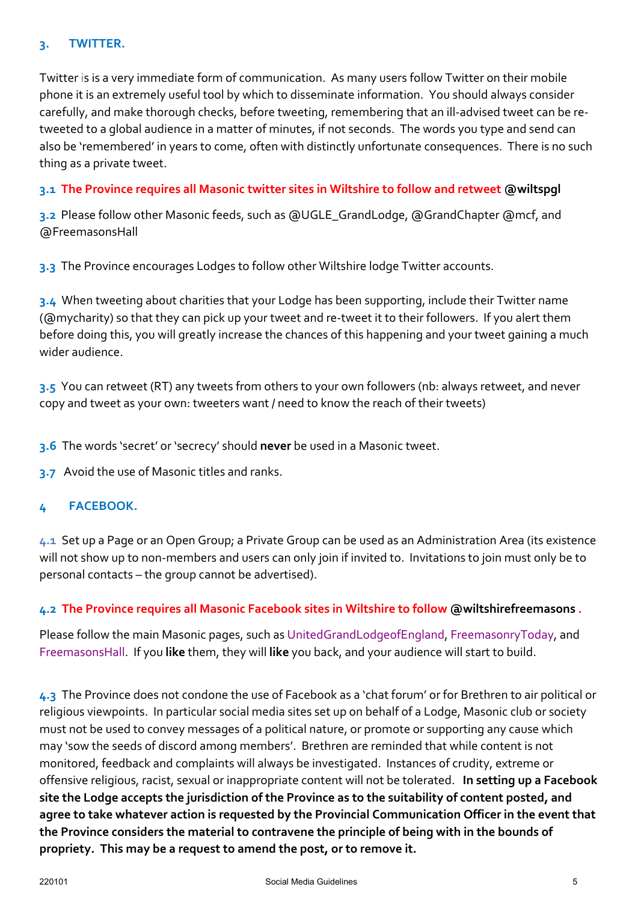## 3. TWITTER.

Twitter is is a very immediate form of communication. As many users follow Twitter on their mobile phone it is an extremely useful tool by which to disseminate information. You should always consider carefully, and make thorough checks, before tweeting, remembering that an ill-advised tweet can be re-tweeted to a global audience in a matter of minutes, if not seconds. The words you type and send can also be 'remembered' in years to come, often with distinctly unfortunate consequences. There is no such thing as a private tweet.

**3.1 The Province requires all Masonic twitter sites in Wiltshire to follow and retweet @wiltspgl**

3.2 Please follow other Masonic feeds, such as @UGLE_GrandLodge, @GrandChapter @mcf, and @FreemasonsHall

3.3 The Province encourages Lodges to follow other Wiltshire lodge Twitter accounts.

3.4 When tweeting about charities that your Lodge has been supporting, include their Twitter name (@mycharity) so that they can pick up your tweet and re-tweet it to their followers. If you alert them before doing this, you will greatly increase the chances of this happening and your tweet gaining a much wider audience.

3.5 You can retweet (RT) any tweets from others to your own followers (nb: always retweet, and never copy and tweet as your own: tweeters want / need to know the reach of their tweets)

3.6 The words 'secret' or 'secrecy' should **never** be used in a Masonic tweet.

3.7 Avoid the use of Masonic titles and ranks.

## 4 FACEBOOK.

4.1 Set up a Page or an Open Group; a Private Group can be used as an Administration Area (its existence will not show up to non-members and users can only join if invited to. Invitations to join must only be to personal contacts – the group cannot be advertised).

**4.2 The Province requires all Masonic Facebook sites in Wiltshire to follow @wiltshirefreemasons .**

Please follow the main Masonic pages, such as UnitedGrandLodgeofEngland, FreemasonryToday, and FreemasonsHall. If you **like** them, they will **like** you back, and your audience will start to build.

4.3 The Province does not condone the use of Facebook as a 'chat forum' or for Brethren to air political or religious viewpoints. In particular social media sites set up on behalf of a Lodge, Masonic club or society must not be used to convey messages of a political nature, or promote or supporting any cause which may 'sow the seeds of discord among members'. Brethren are reminded that while content is not monitored, feedback and complaints will always be investigated. Instances of crudity, extreme or offensive religious, racist, sexual or inappropriate content will not be tolerated. **In setting up a Facebook site the Lodge accepts the jurisdiction of the Province as to the suitability of content posted, and agree to take whatever action is requested by the Provincial Communication Officer in the event that the Province considers the material to contravene the principle of being with in the bounds of propriety. This may be a request to amend the post, or to remove it.**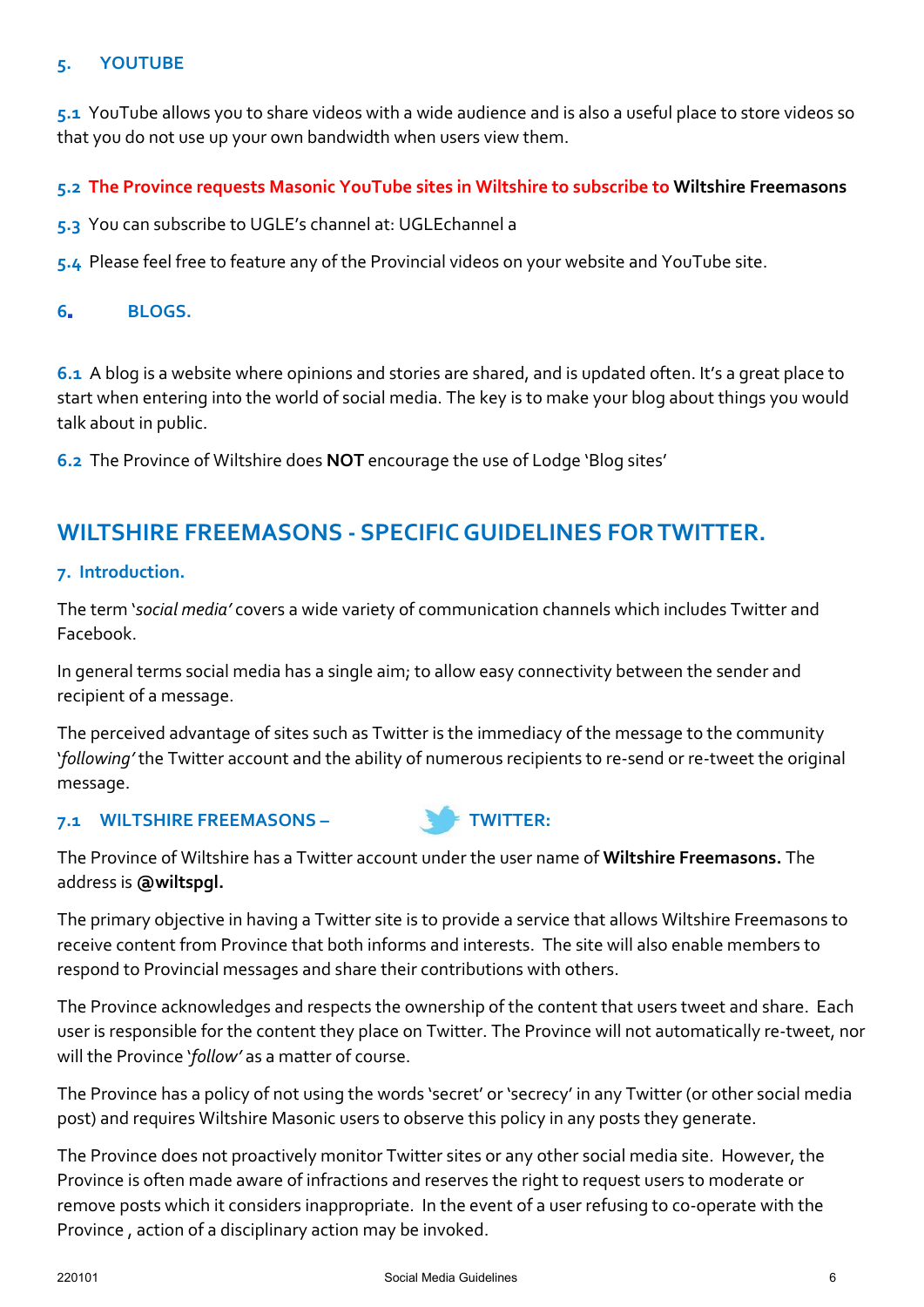## 5. YOUTUBE

**5.1** YouTube allows you to share videos with a wide audience and is also a useful place to store videos so that you do not use up your own bandwidth when users view them.

**5.2 The Province requests Masonic YouTube sites in Wiltshire to subscribe to Wiltshire Freemasons**

**5.3** You can subscribe to UGLE's channel at: UGLEchannel a

**5.4** Please feel free to feature any of the Provincial videos on your website and YouTube site.

## 6. BLOGS.

**6.1** A blog is a website where opinions and stories are shared, and is updated often. It's a great place to start when entering into the world of social media. The key is to make your blog about things you would talk about in public.

**6.2** The Province of Wiltshire does **NOT** encourage the use of Lodge 'Blog sites'

# WILTSHIRE FREEMASONS - SPECIFIC GUIDELINES FOR TWITTER.

## 7. Introduction.

The term '*social media'* covers a wide variety of communication channels which includes Twitter and Facebook.

In general terms social media has a single aim; to allow easy connectivity between the sender and recipient of a message.

The perceived advantage of sites such as Twitter is the immediacy of the message to the community '*following'* the Twitter account and the ability of numerous recipients to re-send or re-tweet the original message.

### 7.1 WILTSHIRE FREEMASONS – TWITTER:

The Province of Wiltshire has a Twitter account under the user name of **Wiltshire Freemasons.** The address is **@wiltspgl.**

The primary objective in having a Twitter site is to provide a service that allows Wiltshire Freemasons to receive content from Province that both informs and interests. The site will also enable members to respond to Provincial messages and share their contributions with others.

The Province acknowledges and respects the ownership of the content that users tweet and share. Each user is responsible for the content they place on Twitter. The Province will not automatically re-tweet, nor will the Province '*follow'* as a matter of course.

The Province has a policy of not using the words 'secret' or 'secrecy' in any Twitter (or other social media post) and requires Wiltshire Masonic users to observe this policy in any posts they generate.

The Province does not proactively monitor Twitter sites or any other social media site. However, the Province is often made aware of infractions and reserves the right to request users to moderate or remove posts which it considers inappropriate. In the event of a user refusing to co-operate with the Province , action of a disciplinary action may be invoked.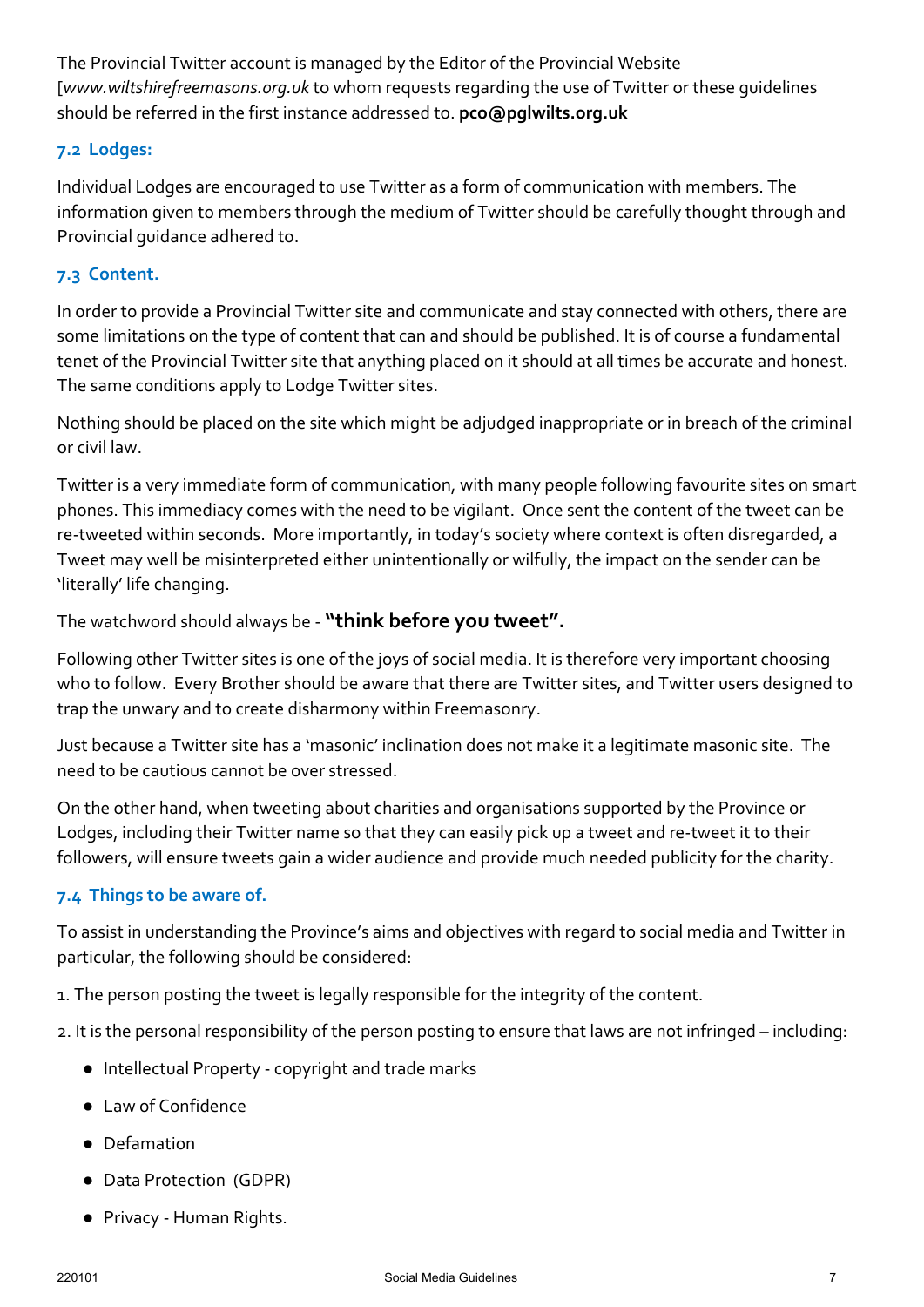The Provincial Twitter account is managed by the Editor of the Provincial Website [*www.wiltshirefreemasons.org.uk* to whom requests regarding the use of Twitter or these guidelines should be referred in the first instance addressed to. **pco@pglwilts.org.uk**

### 7.2 Lodges:

Individual Lodges are encouraged to use Twitter as a form of communication with members. The information given to members through the medium of Twitter should be carefully thought through and Provincial guidance adhered to.

### 7.3 Content.

In order to provide a Provincial Twitter site and communicate and stay connected with others, there are some limitations on the type of content that can and should be published. It is of course a fundamental tenet of the Provincial Twitter site that anything placed on it should at all times be accurate and honest. The same conditions apply to Lodge Twitter sites.

Nothing should be placed on the site which might be adjudged inappropriate or in breach of the criminal or civil law.

Twitter is a very immediate form of communication, with many people following favourite sites on smart phones. This immediacy comes with the need to be vigilant. Once sent the content of the tweet can be re-tweeted within seconds. More importantly, in today's society where context is often disregarded, a Tweet may well be misinterpreted either unintentionally or wilfully, the impact on the sender can be 'literally' life changing.

The watchword should always be - **"think before you tweet".**

Following other Twitter sites is one of the joys of social media. It is therefore very important choosing who to follow. Every Brother should be aware that there are Twitter sites, and Twitter users designed to trap the unwary and to create disharmony within Freemasonry.

Just because a Twitter site has a 'masonic' inclination does not make it a legitimate masonic site. The need to be cautious cannot be over stressed.

On the other hand, when tweeting about charities and organisations supported by the Province or Lodges, including their Twitter name so that they can easily pick up a tweet and re-tweet it to their followers, will ensure tweets gain a wider audience and provide much needed publicity for the charity.

### 7.4 Things to be aware of.

To assist in understanding the Province's aims and objectives with regard to social media and Twitter in particular, the following should be considered:

1. The person posting the tweet is legally responsible for the integrity of the content.
2. It is the personal responsibility of the person posting to ensure that laws are not infringed – including:
   - Intellectual Property - copyright and trade marks
   - Law of Confidence
   - Defamation
   - Data Protection (GDPR)
   - Privacy - Human Rights.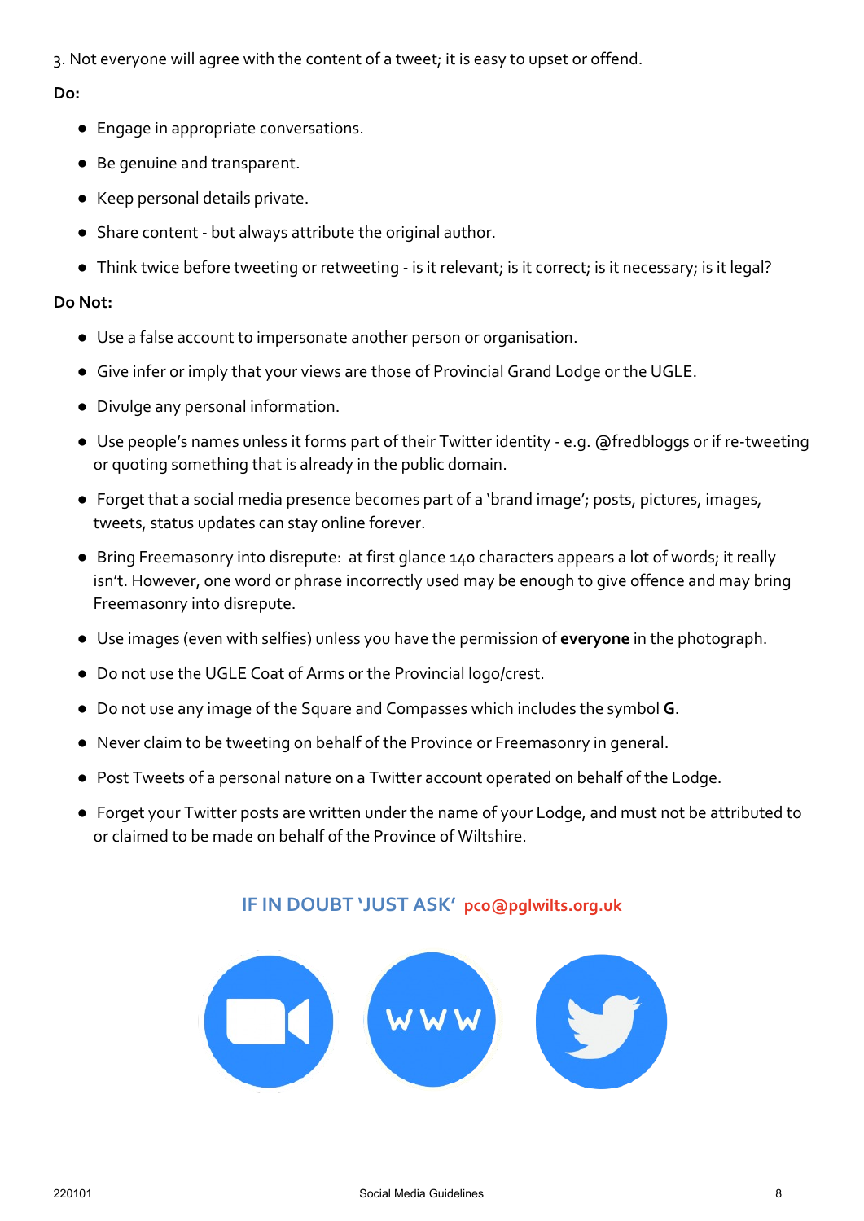3. Not everyone will agree with the content of a tweet; it is easy to upset or offend.

**Do:**

- Engage in appropriate conversations.
- Be genuine and transparent.
- Keep personal details private.
- Share content - but always attribute the original author.
- Think twice before tweeting or retweeting - is it relevant; is it correct; is it necessary; is it legal?

**Do Not:**

- Use a false account to impersonate another person or organisation.
- Give infer or imply that your views are those of Provincial Grand Lodge or the UGLE.
- Divulge any personal information.
- Use people's names unless it forms part of their Twitter identity - e.g. @fredbloggs or if re-tweeting or quoting something that is already in the public domain.
- Forget that a social media presence becomes part of a 'brand image'; posts, pictures, images, tweets, status updates can stay online forever.
- Bring Freemasonry into disrepute: at first glance 140 characters appears a lot of words; it really isn't. However, one word or phrase incorrectly used may be enough to give offence and may bring Freemasonry into disrepute.
- Use images (even with selfies) unless you have the permission of **everyone** in the photograph.
- Do not use the UGLE Coat of Arms or the Provincial logo/crest.
- Do not use any image of the Square and Compasses which includes the symbol **G**.
- Never claim to be tweeting on behalf of the Province or Freemasonry in general.
- Post Tweets of a personal nature on a Twitter account operated on behalf of the Lodge.
- Forget your Twitter posts are written under the name of your Lodge, and must not be attributed to or claimed to be made on behalf of the Province of Wiltshire.

**IF IN DOUBT 'JUST ASK' pco@pglwilts.org.uk**